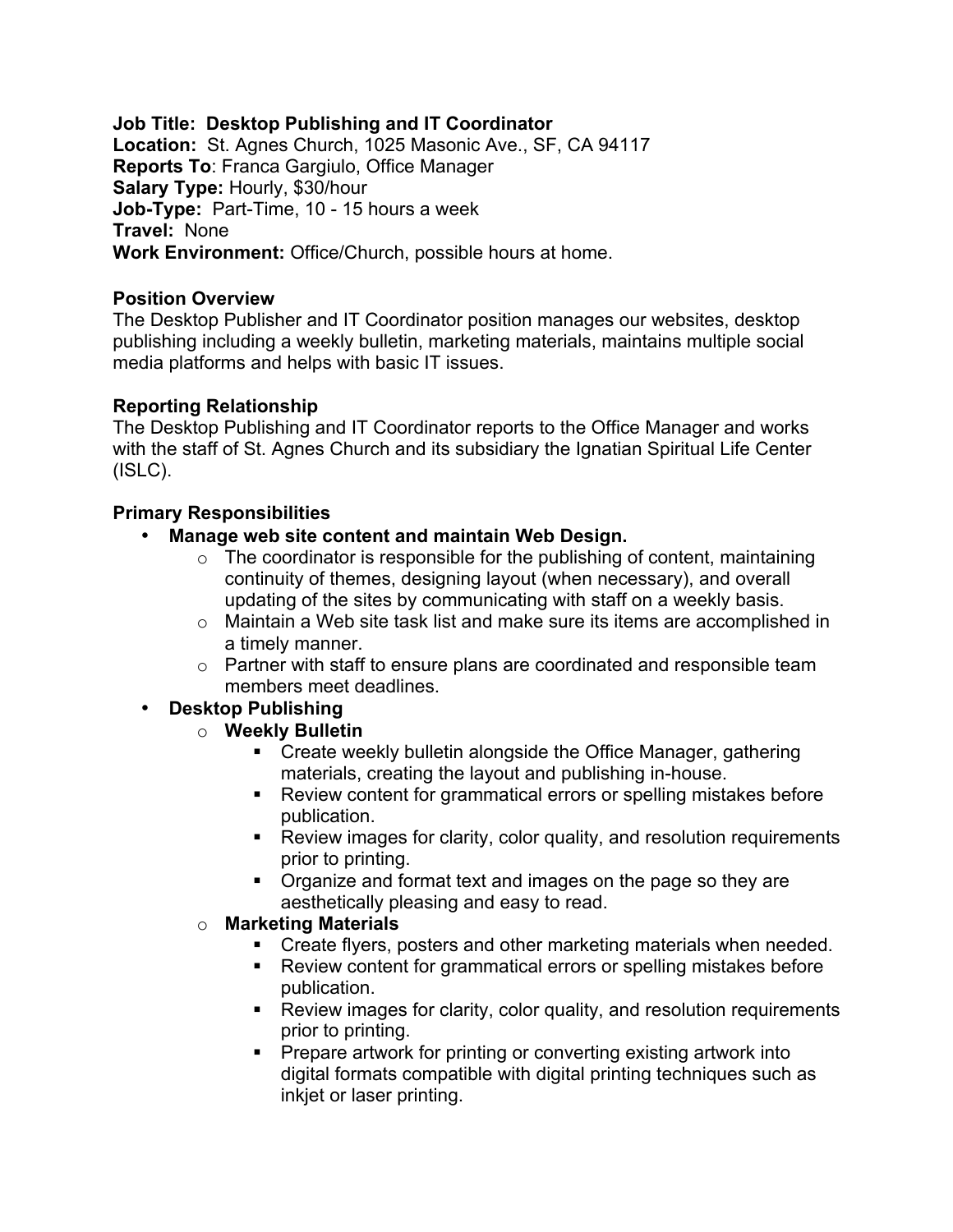**Job Title: Desktop Publishing and IT Coordinator**
**Location:** St. Agnes Church, 1025 Masonic Ave., SF, CA 94117
**Reports To**: Franca Gargiulo, Office Manager
**Salary Type:** Hourly, $30/hour
**Job-Type:** Part-Time, 10 - 15 hours a week
**Travel:** None
**Work Environment:** Office/Church, possible hours at home.

**Position Overview**
The Desktop Publisher and IT Coordinator position manages our websites, desktop publishing including a weekly bulletin, marketing materials, maintains multiple social media platforms and helps with basic IT issues.

**Reporting Relationship**
The Desktop Publishing and IT Coordinator reports to the Office Manager and works with the staff of St. Agnes Church and its subsidiary the Ignatian Spiritual Life Center (ISLC).

**Primary Responsibilities**

- **Manage web site content and maintain Web Design.**
  - The coordinator is responsible for the publishing of content, maintaining continuity of themes, designing layout (when necessary), and overall updating of the sites by communicating with staff on a weekly basis.
  - Maintain a Web site task list and make sure its items are accomplished in a timely manner.
  - Partner with staff to ensure plans are coordinated and responsible team members meet deadlines.
- **Desktop Publishing**
  - **Weekly Bulletin**
    - Create weekly bulletin alongside the Office Manager, gathering materials, creating the layout and publishing in-house.
    - Review content for grammatical errors or spelling mistakes before publication.
    - Review images for clarity, color quality, and resolution requirements prior to printing.
    - Organize and format text and images on the page so they are aesthetically pleasing and easy to read.
  - **Marketing Materials**
    - Create flyers, posters and other marketing materials when needed.
    - Review content for grammatical errors or spelling mistakes before publication.
    - Review images for clarity, color quality, and resolution requirements prior to printing.
    - Prepare artwork for printing or converting existing artwork into digital formats compatible with digital printing techniques such as inkjet or laser printing.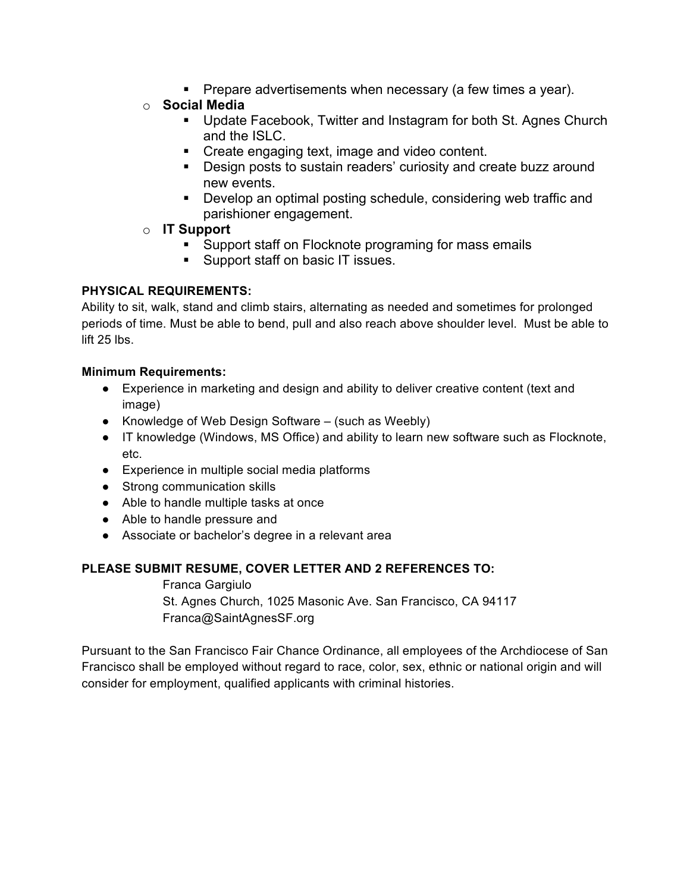- Prepare advertisements when necessary (a few times a year).
  - **Social Media**
      - Update Facebook, Twitter and Instagram for both St. Agnes Church and the ISLC.
      - Create engaging text, image and video content.
      - Design posts to sustain readers' curiosity and create buzz around new events.
      - Develop an optimal posting schedule, considering web traffic and parishioner engagement.
  - **IT Support**
      - Support staff on Flocknote programing for mass emails
      - Support staff on basic IT issues.

**PHYSICAL REQUIREMENTS:**
Ability to sit, walk, stand and climb stairs, alternating as needed and sometimes for prolonged periods of time. Must be able to bend, pull and also reach above shoulder level. Must be able to lift 25 lbs.

**Minimum Requirements:**

- Experience in marketing and design and ability to deliver creative content (text and image)
- Knowledge of Web Design Software – (such as Weebly)
- IT knowledge (Windows, MS Office) and ability to learn new software such as Flocknote, etc.
- Experience in multiple social media platforms
- Strong communication skills
- Able to handle multiple tasks at once
- Able to handle pressure and
- Associate or bachelor's degree in a relevant area

**PLEASE SUBMIT RESUME, COVER LETTER AND 2 REFERENCES TO:**

Franca Gargiulo
St. Agnes Church, 1025 Masonic Ave. San Francisco, CA 94117
Franca@SaintAgnesSF.org

Pursuant to the San Francisco Fair Chance Ordinance, all employees of the Archdiocese of San Francisco shall be employed without regard to race, color, sex, ethnic or national origin and will consider for employment, qualified applicants with criminal histories.